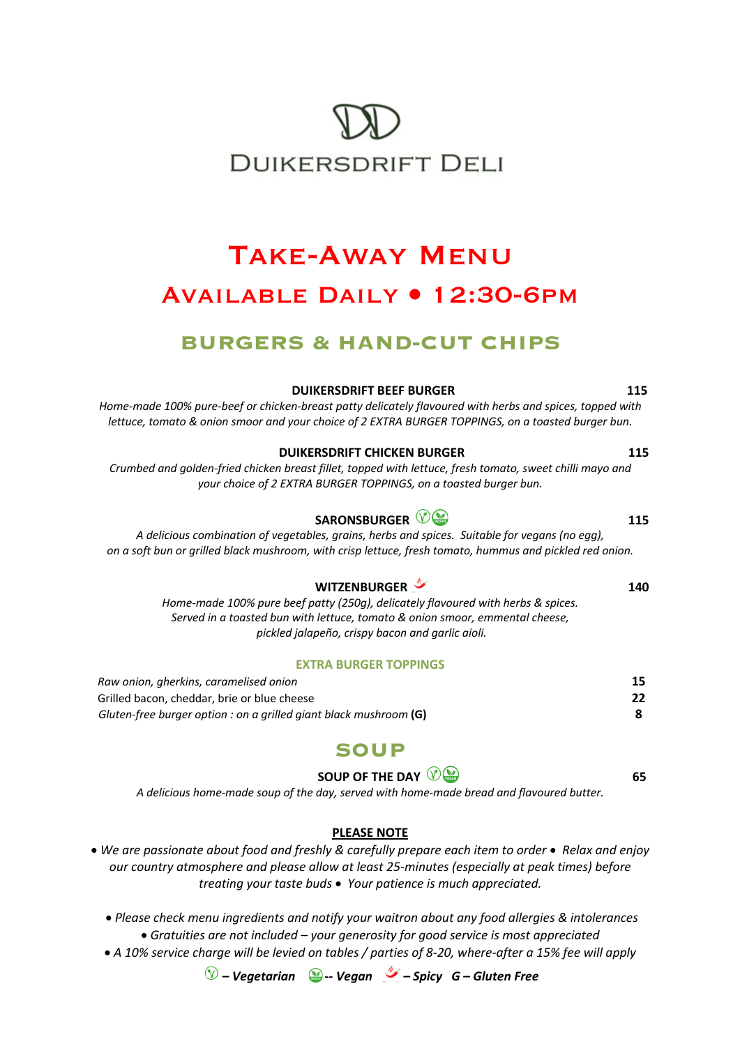# DUIKERSDRIFT DELI

# TAKE-AWAY MENU

## AVAILABLE DAILY • 12:30-6PM

## BURGERS & HAND-CUT CHIPS

**DUIKERSDRIFT BEEF BURGER** **115**

*Home-made 100% pure-beef or chicken-breast patty delicately flavoured with herbs and spices, topped with lettuce, tomato & onion smoor and your choice of 2 EXTRA BURGER TOPPINGS, on a toasted burger bun.*

**DUIKERSDRIFT CHICKEN BURGER** **115**

*Crumbed and golden-fried chicken breast fillet, topped with lettuce, fresh tomato, sweet chilli mayo and your choice of 2 EXTRA BURGER TOPPINGS, on a toasted burger bun.*

**SARONSBURGER** (Vegetarian) (Vegan) **115**

*A delicious combination of vegetables, grains, herbs and spices. Suitable for vegans (no egg), on a soft bun or grilled black mushroom, with crisp lettuce, fresh tomato, hummus and pickled red onion.*

**WITZENBURGER** (Spicy) **140**

*Home-made 100% pure beef patty (250g), delicately flavoured with herbs & spices. Served in a toasted bun with lettuce, tomato & onion smoor, emmental cheese, pickled jalapeño, crispy bacon and garlic aioli.*

### EXTRA BURGER TOPPINGS

| | |
|---|---|
| *Raw onion, gherkins, caramelised onion* | **15** |
| Grilled bacon, cheddar, brie or blue cheese | **22** |
| *Gluten-free burger option : on a grilled giant black mushroom* **(G)** | **8** |

## SOUP

**SOUP OF THE DAY** (Vegetarian) (Vegan) **65**

*A delicious home-made soup of the day, served with home-made bread and flavoured butter.*

**PLEASE NOTE**

• *We are passionate about food and freshly & carefully prepare each item to order* • *Relax and enjoy our country atmosphere and please allow at least 25-minutes (especially at peak times) before treating your taste buds* • *Your patience is much appreciated.*

• *Please check menu ingredients and notify your waitron about any food allergies & intolerances*
• *Gratuities are not included – your generosity for good service is most appreciated*
• *A 10% service charge will be levied on tables / parties of 8-20, where-after a 15% fee will apply*

***– Vegetarian -- Vegan – Spicy G – Gluten Free***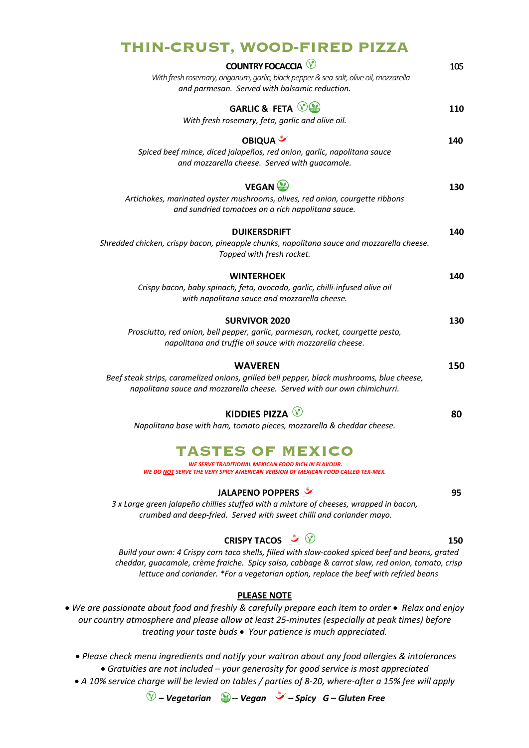# THIN-CRUST, WOOD-FIRED PIZZA

**COUNTRY FOCACCIA** (Vegetarian) — 105

*With fresh rosemary, origanum, garlic, black pepper & sea-salt, olive oil, mozzarella and parmesan. Served with balsamic reduction.*

**GARLIC & FETA** (Vegetarian) (Vegan) — 110

*With fresh rosemary, feta, garlic and olive oil.*

**OBIQUA** (Spicy) — 140

*Spiced beef mince, diced jalapeños, red onion, garlic, napolitana sauce and mozzarella cheese. Served with guacamole.*

**VEGAN** (Vegan) — 130

*Artichokes, marinated oyster mushrooms, olives, red onion, courgette ribbons and sundried tomatoes on a rich napolitana sauce.*

**DUIKERSDRIFT** — 140

*Shredded chicken, crispy bacon, pineapple chunks, napolitana sauce and mozzarella cheese. Topped with fresh rocket.*

**WINTERHOEK** — 140

*Crispy bacon, baby spinach, feta, avocado, garlic, chilli-infused olive oil with napolitana sauce and mozzarella cheese.*

**SURVIVOR 2020** — 130

*Prosciutto, red onion, bell pepper, garlic, parmesan, rocket, courgette pesto, napolitana and truffle oil sauce with mozzarella cheese.*

**WAVEREN** — 150

*Beef steak strips, caramelized onions, grilled bell pepper, black mushrooms, blue cheese, napolitana sauce and mozzarella cheese. Served with our own chimichurri.*

**KIDDIES PIZZA** (Vegetarian) — 80

*Napolitana base with ham, tomato pieces, mozzarella & cheddar cheese.*

# TASTES OF MEXICO

*WE SERVE TRADITIONAL MEXICAN FOOD RICH IN FLAVOUR.*
*WE DO NOT SERVE THE VERY SPICY AMERICAN VERSION OF MEXICAN FOOD CALLED TEX-MEX.*

**JALAPENO POPPERS** (Spicy) — 95

*3 x Large green jalapeño chillies stuffed with a mixture of cheeses, wrapped in bacon, crumbed and deep-fried. Served with sweet chilli and coriander mayo.*

**CRISPY TACOS** (Spicy) (Vegetarian) — 150

*Build your own: 4 Crispy corn taco shells, filled with slow-cooked spiced beef and beans, grated cheddar, guacamole, crème fraiche. Spicy salsa, cabbage & carrot slaw, red onion, tomato, crisp lettuce and coriander. *For a vegetarian option, replace the beef with refried beans*

## PLEASE NOTE

*• We are passionate about food and freshly & carefully prepare each item to order • Relax and enjoy our country atmosphere and please allow at least 25-minutes (especially at peak times) before treating your taste buds • Your patience is much appreciated.*

- *Please check menu ingredients and notify your waitron about any food allergies & intolerances*
- *Gratuities are not included – your generosity for good service is most appreciated*
- *A 10% service charge will be levied on tables / parties of 8-20, where-after a 15% fee will apply*

***(V) – Vegetarian (Vegan) -- Vegan (Chilli) – Spicy G – Gluten Free***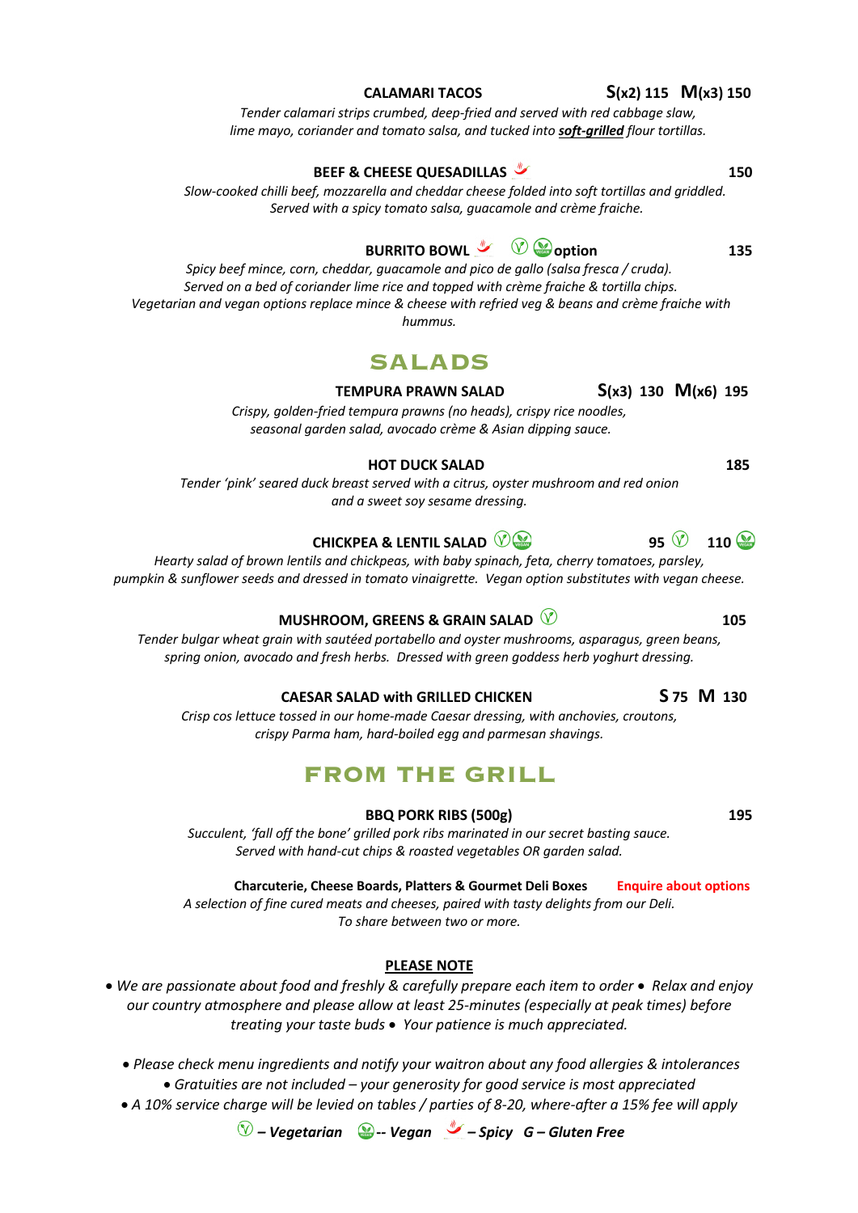**CALAMARI TACOS** S(x2) 115 M(x3) 150

*Tender calamari strips crumbed, deep-fried and served with red cabbage slaw, lime mayo, coriander and tomato salsa, and tucked into **soft-grilled** flour tortillas.*

**BEEF & CHEESE QUESADILLAS** (Spicy) 150

*Slow-cooked chilli beef, mozzarella and cheddar cheese folded into soft tortillas and griddled. Served with a spicy tomato salsa, guacamole and crème fraiche.*

**BURRITO BOWL** (Spicy) (V) (Vegan) **option** 135

*Spicy beef mince, corn, cheddar, guacamole and pico de gallo (salsa fresca / cruda). Served on a bed of coriander lime rice and topped with crème fraiche & tortilla chips. Vegetarian and vegan options replace mince & cheese with refried veg & beans and crème fraiche with hummus.*

## SALADS

**TEMPURA PRAWN SALAD** S(x3) 130 M(x6) 195

*Crispy, golden-fried tempura prawns (no heads), crispy rice noodles, seasonal garden salad, avocado crème & Asian dipping sauce.*

**HOT DUCK SALAD** 185

*Tender 'pink' seared duck breast served with a citrus, oyster mushroom and red onion and a sweet soy sesame dressing.*

**CHICKPEA & LENTIL SALAD** (V) (Vegan) 95 (V) 110 (Vegan)

*Hearty salad of brown lentils and chickpeas, with baby spinach, feta, cherry tomatoes, parsley, pumpkin & sunflower seeds and dressed in tomato vinaigrette. Vegan option substitutes with vegan cheese.*

**MUSHROOM, GREENS & GRAIN SALAD** (V) 105

*Tender bulgar wheat grain with sautéed portabello and oyster mushrooms, asparagus, green beans, spring onion, avocado and fresh herbs. Dressed with green goddess herb yoghurt dressing.*

**CAESAR SALAD with GRILLED CHICKEN** S 75 M 130

*Crisp cos lettuce tossed in our home-made Caesar dressing, with anchovies, croutons, crispy Parma ham, hard-boiled egg and parmesan shavings.*

## FROM THE GRILL

**BBQ PORK RIBS (500g)** 195

*Succulent, 'fall off the bone' grilled pork ribs marinated in our secret basting sauce. Served with hand-cut chips & roasted vegetables OR garden salad.*

**Charcuterie, Cheese Boards, Platters & Gourmet Deli Boxes** Enquire about options

*A selection of fine cured meats and cheeses, paired with tasty delights from our Deli. To share between two or more.*

**PLEASE NOTE**

*• We are passionate about food and freshly & carefully prepare each item to order • Relax and enjoy our country atmosphere and please allow at least 25-minutes (especially at peak times) before treating your taste buds • Your patience is much appreciated.*

*• Please check menu ingredients and notify your waitron about any food allergies & intolerances*
*• Gratuities are not included – your generosity for good service is most appreciated*
*• A 10% service charge will be levied on tables / parties of 8-20, where-after a 15% fee will apply*

***(V) – Vegetarian (Vegan) -- Vegan (Spicy) – Spicy G – Gluten Free***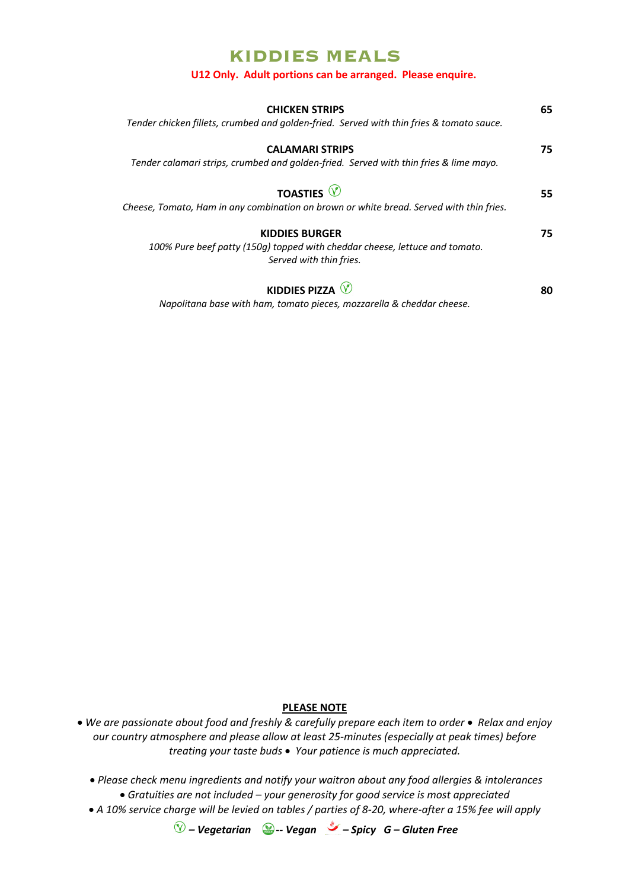# KIDDIES MEALS

**U12 Only. Adult portions can be arranged. Please enquire.**

**CHICKEN STRIPS** **65**
*Tender chicken fillets, crumbed and golden-fried. Served with thin fries & tomato sauce.*

**CALAMARI STRIPS** **75**
*Tender calamari strips, crumbed and golden-fried. Served with thin fries & lime mayo.*

**TOASTIES** (V) **55**
*Cheese, Tomato, Ham in any combination on brown or white bread. Served with thin fries.*

**KIDDIES BURGER** **75**
*100% Pure beef patty (150g) topped with cheddar cheese, lettuce and tomato.*
*Served with thin fries.*

**KIDDIES PIZZA** (V) **80**
*Napolitana base with ham, tomato pieces, mozzarella & cheddar cheese.*

**PLEASE NOTE**

• *We are passionate about food and freshly & carefully prepare each item to order* • *Relax and enjoy our country atmosphere and please allow at least 25-minutes (especially at peak times) before treating your taste buds* • *Your patience is much appreciated.*

• *Please check menu ingredients and notify your waitron about any food allergies & intolerances*
• *Gratuities are not included – your generosity for good service is most appreciated*
• *A 10% service charge will be levied on tables / parties of 8-20, where-after a 15% fee will apply*

(V) ***– Vegetarian*** ***-- Vegan*** ***– Spicy*** ***G – Gluten Free***